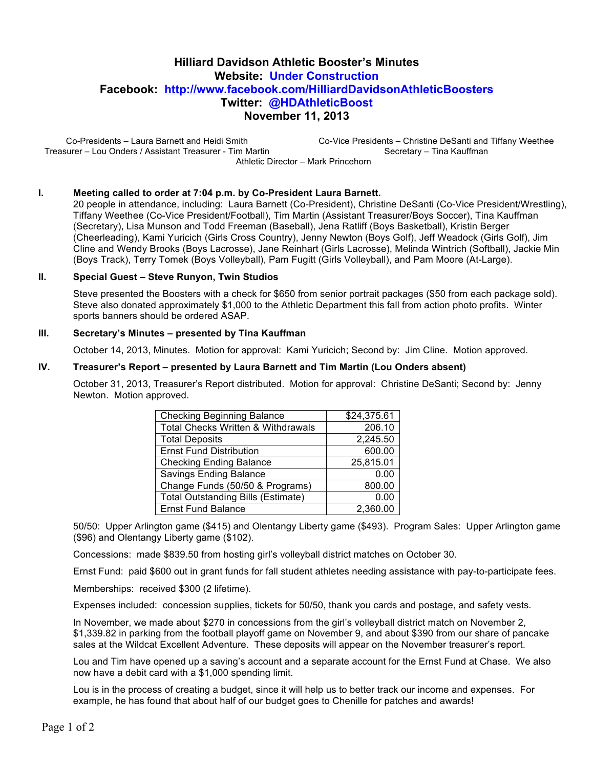# Hilliard Davidson Athletic Booster's Minutes

**Website: Under Construction**

**Facebook: http://www.facebook.com/HilliardDavidsonAthleticBoosters**

**Twitter: @HDAthleticBoost**

**November 11, 2013**

Co-Presidents – Laura Barnett and Heidi Smith
Co-Vice Presidents – Christine DeSanti and Tiffany Weethee
Treasurer – Lou Onders / Assistant Treasurer - Tim Martin
Secretary – Tina Kauffman
Athletic Director – Mark Princehorn

## I. Meeting called to order at 7:04 p.m. by Co-President Laura Barnett.

20 people in attendance, including: Laura Barnett (Co-President), Christine DeSanti (Co-Vice President/Wrestling), Tiffany Weethee (Co-Vice President/Football), Tim Martin (Assistant Treasurer/Boys Soccer), Tina Kauffman (Secretary), Lisa Munson and Todd Freeman (Baseball), Jena Ratliff (Boys Basketball), Kristin Berger (Cheerleading), Kami Yuricich (Girls Cross Country), Jenny Newton (Boys Golf), Jeff Weadock (Girls Golf), Jim Cline and Wendy Brooks (Boys Lacrosse), Jane Reinhart (Girls Lacrosse), Melinda Wintrich (Softball), Jackie Min (Boys Track), Terry Tomek (Boys Volleyball), Pam Fugitt (Girls Volleyball), and Pam Moore (At-Large).

## II. Special Guest – Steve Runyon, Twin Studios

Steve presented the Boosters with a check for $650 from senior portrait packages ($50 from each package sold). Steve also donated approximately $1,000 to the Athletic Department this fall from action photo profits. Winter sports banners should be ordered ASAP.

## III. Secretary's Minutes – presented by Tina Kauffman

October 14, 2013, Minutes. Motion for approval: Kami Yuricich; Second by: Jim Cline. Motion approved.

## IV. Treasurer's Report – presented by Laura Barnett and Tim Martin (Lou Onders absent)

October 31, 2013, Treasurer's Report distributed. Motion for approval: Christine DeSanti; Second by: Jenny Newton. Motion approved.

| | |
|---|---|
| Checking Beginning Balance | $24,375.61 |
| Total Checks Written & Withdrawals | 206.10 |
| Total Deposits | 2,245.50 |
| Ernst Fund Distribution | 600.00 |
| Checking Ending Balance | 25,815.01 |
| Savings Ending Balance | 0.00 |
| Change Funds (50/50 & Programs) | 800.00 |
| Total Outstanding Bills (Estimate) | 0.00 |
| Ernst Fund Balance | 2,360.00 |

50/50: Upper Arlington game ($415) and Olentangy Liberty game ($493). Program Sales: Upper Arlington game ($96) and Olentangy Liberty game ($102).

Concessions: made $839.50 from hosting girl's volleyball district matches on October 30.

Ernst Fund: paid $600 out in grant funds for fall student athletes needing assistance with pay-to-participate fees.

Memberships: received $300 (2 lifetime).

Expenses included: concession supplies, tickets for 50/50, thank you cards and postage, and safety vests.

In November, we made about $270 in concessions from the girl's volleyball district match on November 2, $1,339.82 in parking from the football playoff game on November 9, and about $390 from our share of pancake sales at the Wildcat Excellent Adventure. These deposits will appear on the November treasurer's report.

Lou and Tim have opened up a saving's account and a separate account for the Ernst Fund at Chase. We also now have a debit card with a $1,000 spending limit.

Lou is in the process of creating a budget, since it will help us to better track our income and expenses. For example, he has found that about half of our budget goes to Chenille for patches and awards!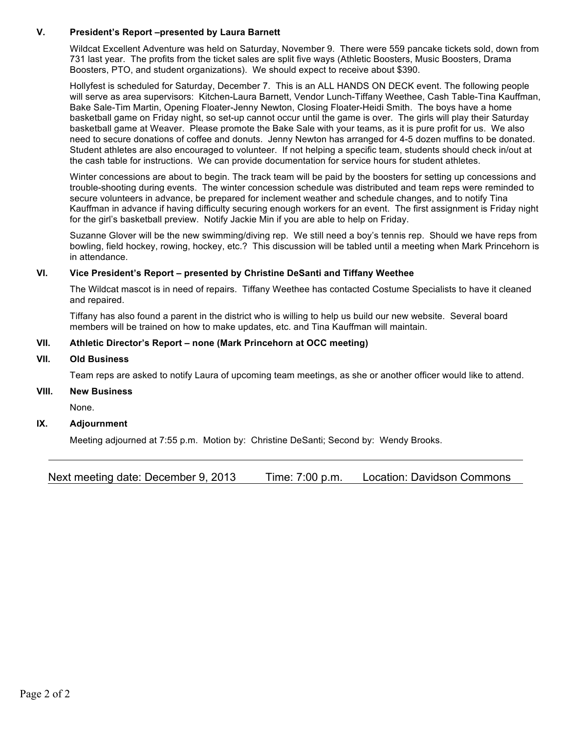## V. President's Report –presented by Laura Barnett

Wildcat Excellent Adventure was held on Saturday, November 9. There were 559 pancake tickets sold, down from 731 last year. The profits from the ticket sales are split five ways (Athletic Boosters, Music Boosters, Drama Boosters, PTO, and student organizations). We should expect to receive about $390.

Hollyfest is scheduled for Saturday, December 7. This is an ALL HANDS ON DECK event. The following people will serve as area supervisors: Kitchen-Laura Barnett, Vendor Lunch-Tiffany Weethee, Cash Table-Tina Kauffman, Bake Sale-Tim Martin, Opening Floater-Jenny Newton, Closing Floater-Heidi Smith. The boys have a home basketball game on Friday night, so set-up cannot occur until the game is over. The girls will play their Saturday basketball game at Weaver. Please promote the Bake Sale with your teams, as it is pure profit for us. We also need to secure donations of coffee and donuts. Jenny Newton has arranged for 4-5 dozen muffins to be donated. Student athletes are also encouraged to volunteer. If not helping a specific team, students should check in/out at the cash table for instructions. We can provide documentation for service hours for student athletes.

Winter concessions are about to begin. The track team will be paid by the boosters for setting up concessions and trouble-shooting during events. The winter concession schedule was distributed and team reps were reminded to secure volunteers in advance, be prepared for inclement weather and schedule changes, and to notify Tina Kauffman in advance if having difficulty securing enough workers for an event. The first assignment is Friday night for the girl's basketball preview. Notify Jackie Min if you are able to help on Friday.

Suzanne Glover will be the new swimming/diving rep. We still need a boy's tennis rep. Should we have reps from bowling, field hockey, rowing, hockey, etc.? This discussion will be tabled until a meeting when Mark Princehorn is in attendance.

## VI. Vice President's Report – presented by Christine DeSanti and Tiffany Weethee

The Wildcat mascot is in need of repairs. Tiffany Weethee has contacted Costume Specialists to have it cleaned and repaired.

Tiffany has also found a parent in the district who is willing to help us build our new website. Several board members will be trained on how to make updates, etc. and Tina Kauffman will maintain.

## VII. Athletic Director's Report – none (Mark Princehorn at OCC meeting)

## VII. Old Business

Team reps are asked to notify Laura of upcoming team meetings, as she or another officer would like to attend.

## VIII. New Business

None.

## IX. Adjournment

Meeting adjourned at 7:55 p.m. Motion by: Christine DeSanti; Second by: Wendy Brooks.

---

Next meeting date: December 9, 2013 Time: 7:00 p.m. Location: Davidson Commons